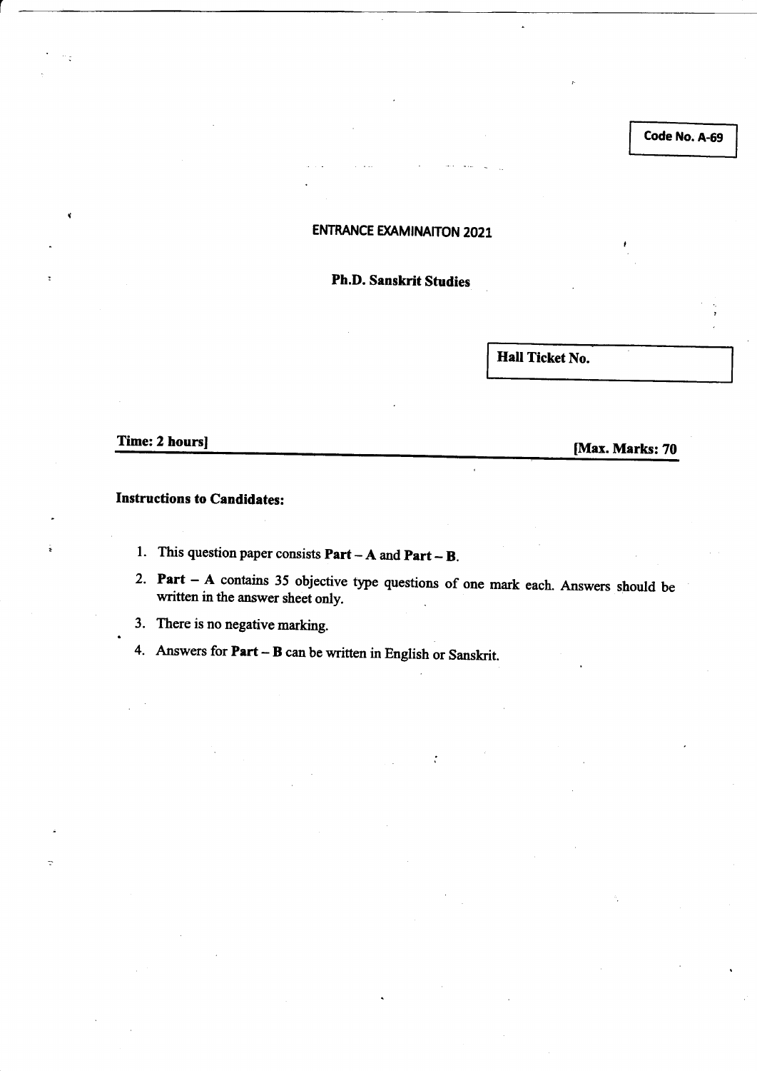**Code No. A-69**

# ENTRANCE EXAMINAITON 2021

## Ph.D. Sanskrit Studies

**Hall Ticket No.**

**Time: 2 hours]** **[Max. Marks: 70**

**Instructions to Candidates:**

1. This question paper consists **Part – A** and **Part – B**.
2. **Part – A** contains 35 objective type questions of one mark each. Answers should be written in the answer sheet only.
3. There is no negative marking.
4. Answers for **Part – B** can be written in English or Sanskrit.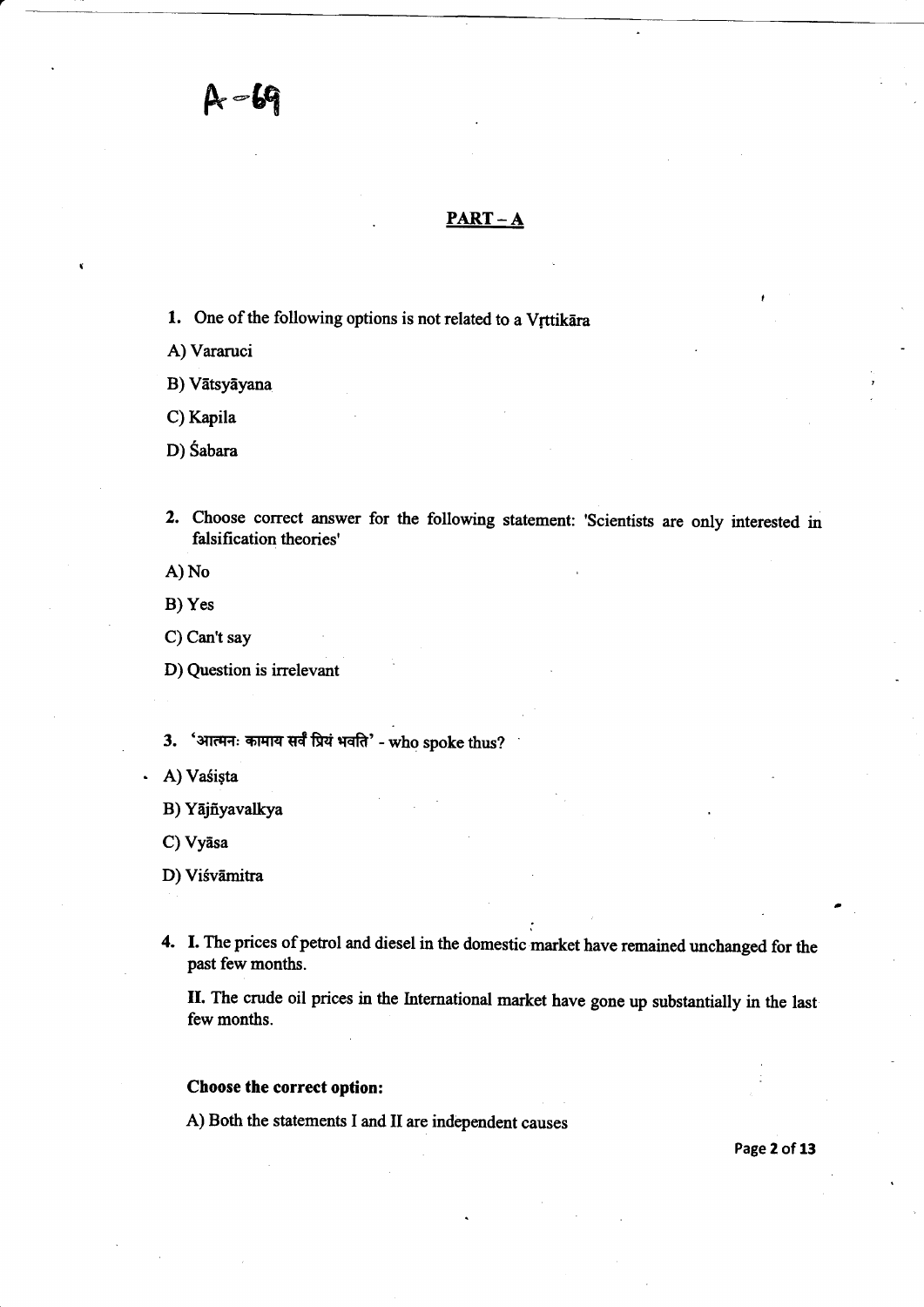A-69

## PART – A

1. One of the following options is not related to a Vṛttikāra

A) Vararuci

B) Vātsyāyana

C) Kapila

D) Śabara

2. Choose correct answer for the following statement: 'Scientists are only interested in falsification theories'

A) No

B) Yes

C) Can't say

D) Question is irrelevant

3. 'आत्मनः कामाय सर्वं प्रियं भवति' - who spoke thus?

A) Vaśiṣta

B) Yājñyavalkya

C) Vyāsa

D) Viśvāmitra

4. **I.** The prices of petrol and diesel in the domestic market have remained unchanged for the past few months.

**II.** The crude oil prices in the International market have gone up substantially in the last few months.

**Choose the correct option:**

A) Both the statements I and II are independent causes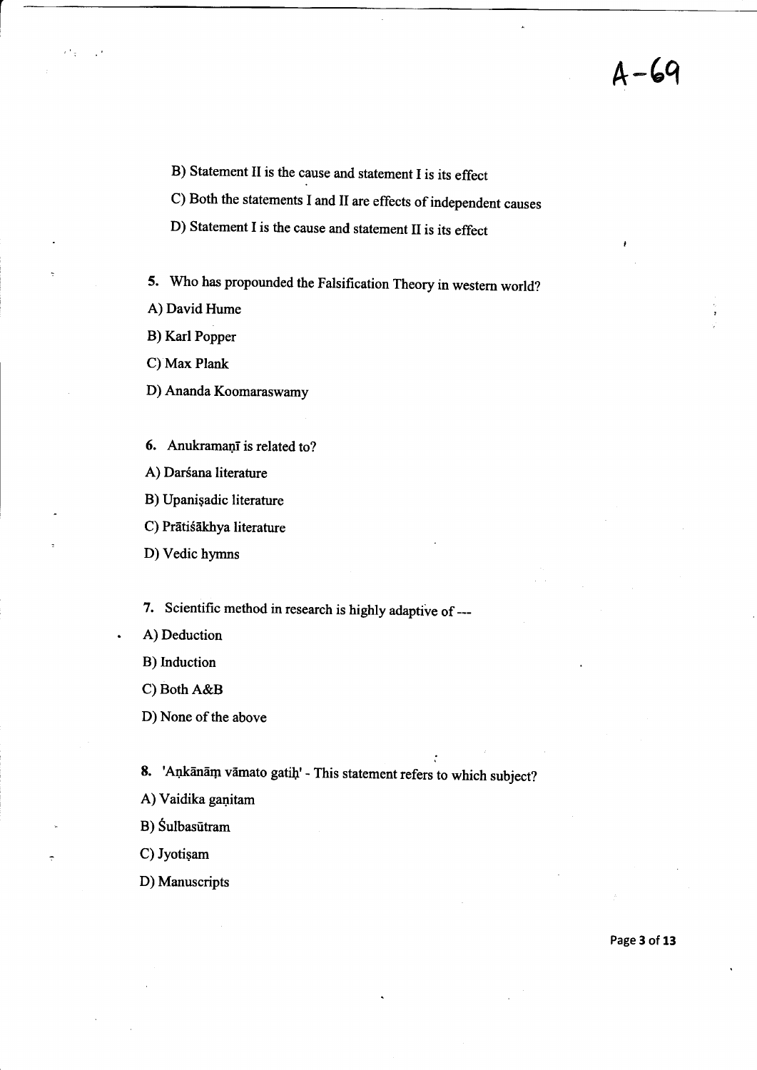A-69

B) Statement II is the cause and statement I is its effect

C) Both the statements I and II are effects of independent causes

D) Statement I is the cause and statement II is its effect

**5.** Who has propounded the Falsification Theory in western world?

A) David Hume

B) Karl Popper

C) Max Plank

D) Ananda Koomaraswamy

**6.** Anukramaṇī is related to?

A) Darśana literature

B) Upaniṣadic literature

C) Prātiśākhya literature

D) Vedic hymns

**7.** Scientific method in research is highly adaptive of ---

A) Deduction

B) Induction

C) Both A&B

D) None of the above

**8.** 'Aṇkānāṃ vāmato gatiḥ' - This statement refers to which subject?

A) Vaidika gaṇitam

B) Śulbasūtram

C) Jyotiṣam

D) Manuscripts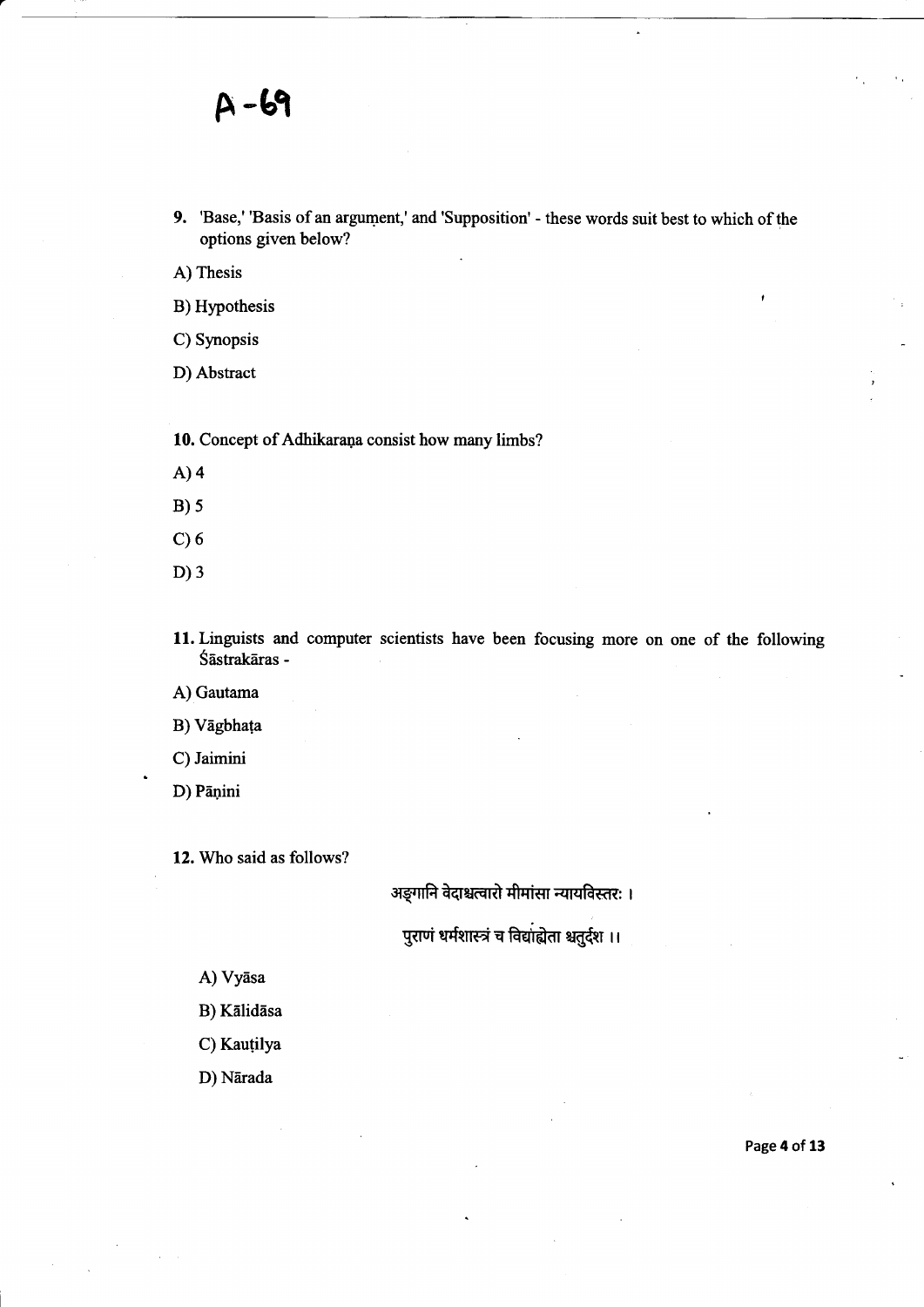A-69

9. 'Base,' 'Basis of an argument,' and 'Supposition' - these words suit best to which of the options given below?

A) Thesis

B) Hypothesis

C) Synopsis

D) Abstract

10. Concept of Adhikaraṇa consist how many limbs?

A) 4

B) 5

C) 6

D) 3

11. Linguists and computer scientists have been focusing more on one of the following Śāstrakāras -

A) Gautama

B) Vāgbhaṭa

C) Jaimini

D) Pāṇini

12. Who said as follows?

अङ्गानि वेदाश्चत्वारो मीमांसा न्यायविस्तरः ।

पुराणं धर्मशास्त्रं च विद्याह्येता श्चतुर्दश ।।

A) Vyāsa

B) Kālidāsa

C) Kauṭilya

D) Nārada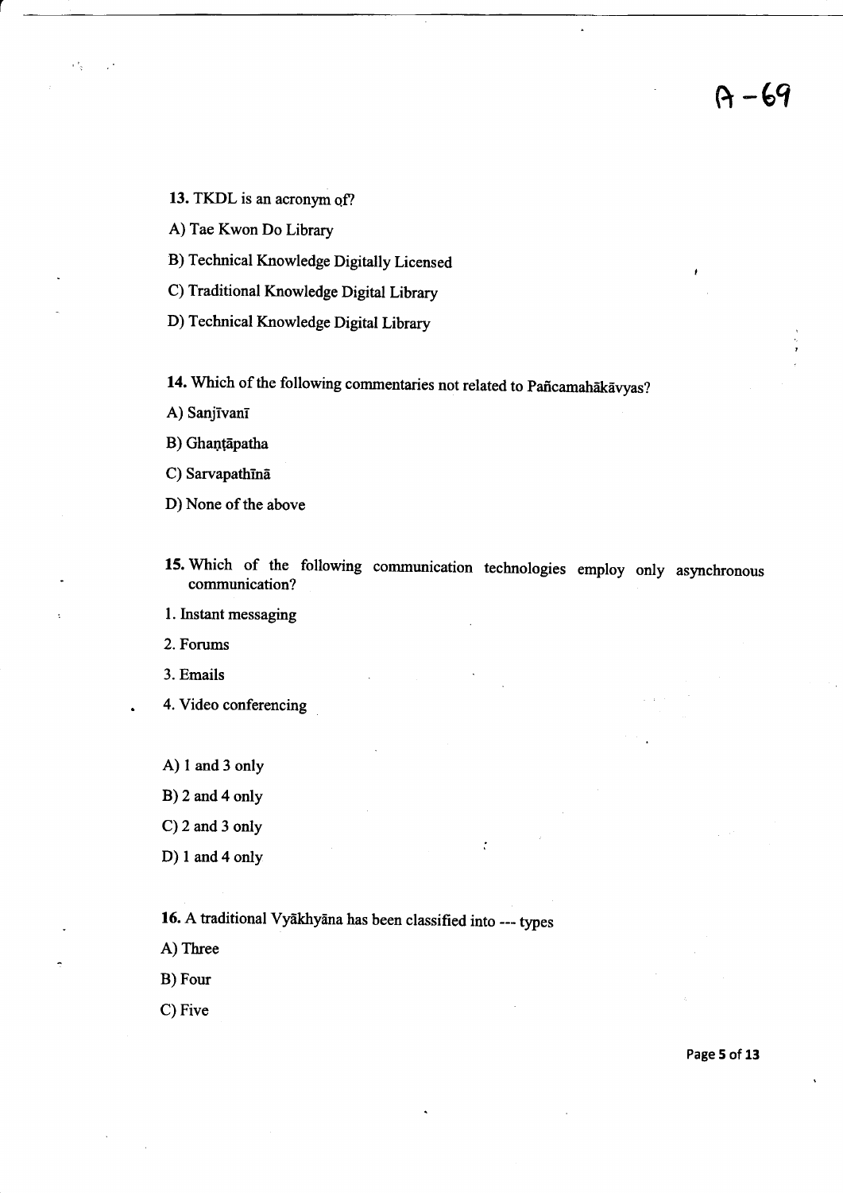13. TKDL is an acronym of?

A) Tae Kwon Do Library

B) Technical Knowledge Digitally Licensed

C) Traditional Knowledge Digital Library

D) Technical Knowledge Digital Library

14. Which of the following commentaries not related to Pañcamahākāvyas?

A) Sanjīvanī

B) Ghaṇṭāpatha

C) Sarvapathīnā

D) None of the above

15. Which of the following communication technologies employ only asynchronous communication?

1. Instant messaging
2. Forums
3. Emails
4. Video conferencing

A) 1 and 3 only

B) 2 and 4 only

C) 2 and 3 only

D) 1 and 4 only

16. A traditional Vyākhyāna has been classified into --- types

A) Three

B) Four

C) Five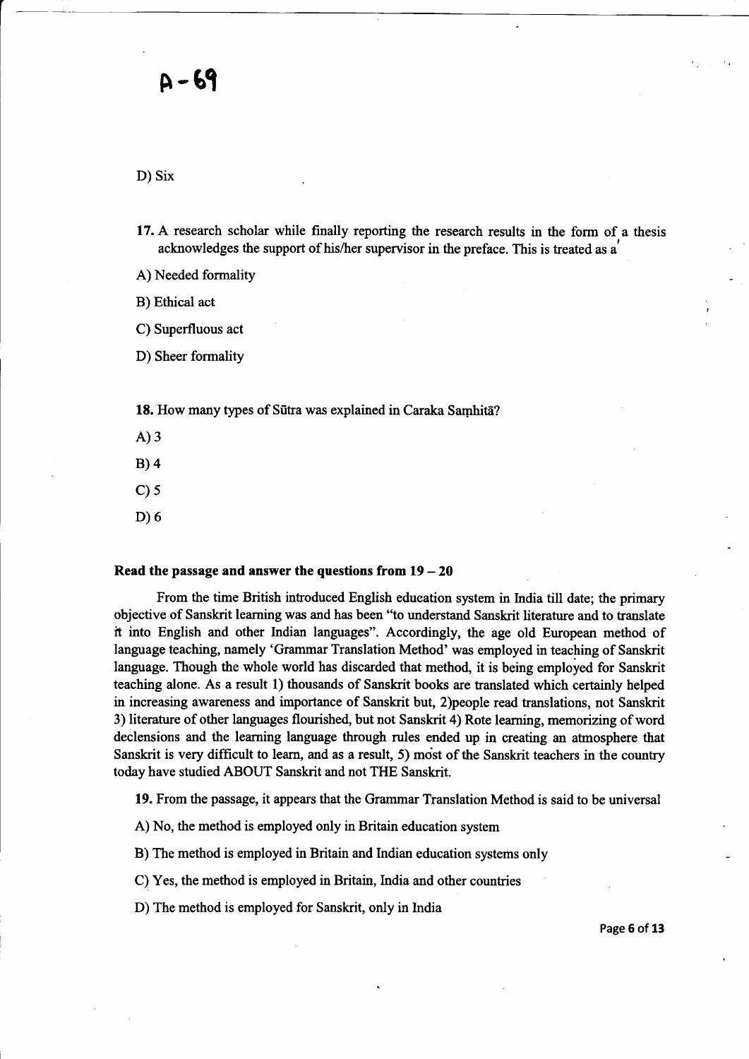A-69

D) Six

17. A research scholar while finally reporting the research results in the form of a thesis acknowledges the support of his/her supervisor in the preface. This is treated as a

A) Needed formality

B) Ethical act

C) Superfluous act

D) Sheer formality

18. How many types of Sūtra was explained in Caraka Saṃhitā?

A) 3

B) 4

C) 5

D) 6

**Read the passage and answer the questions from 19 – 20**

From the time British introduced English education system in India till date; the primary objective of Sanskrit learning was and has been "to understand Sanskrit literature and to translate it into English and other Indian languages". Accordingly, the age old European method of language teaching, namely 'Grammar Translation Method' was employed in teaching of Sanskrit language. Though the whole world has discarded that method, it is being employed for Sanskrit teaching alone. As a result 1) thousands of Sanskrit books are translated which certainly helped in increasing awareness and importance of Sanskrit but, 2)people read translations, not Sanskrit 3) literature of other languages flourished, but not Sanskrit 4) Rote learning, memorizing of word declensions and the learning language through rules ended up in creating an atmosphere that Sanskrit is very difficult to learn, and as a result, 5) most of the Sanskrit teachers in the country today have studied ABOUT Sanskrit and not THE Sanskrit.

19. From the passage, it appears that the Grammar Translation Method is said to be universal

A) No, the method is employed only in Britain education system

B) The method is employed in Britain and Indian education systems only

C) Yes, the method is employed in Britain, India and other countries

D) The method is employed for Sanskrit, only in India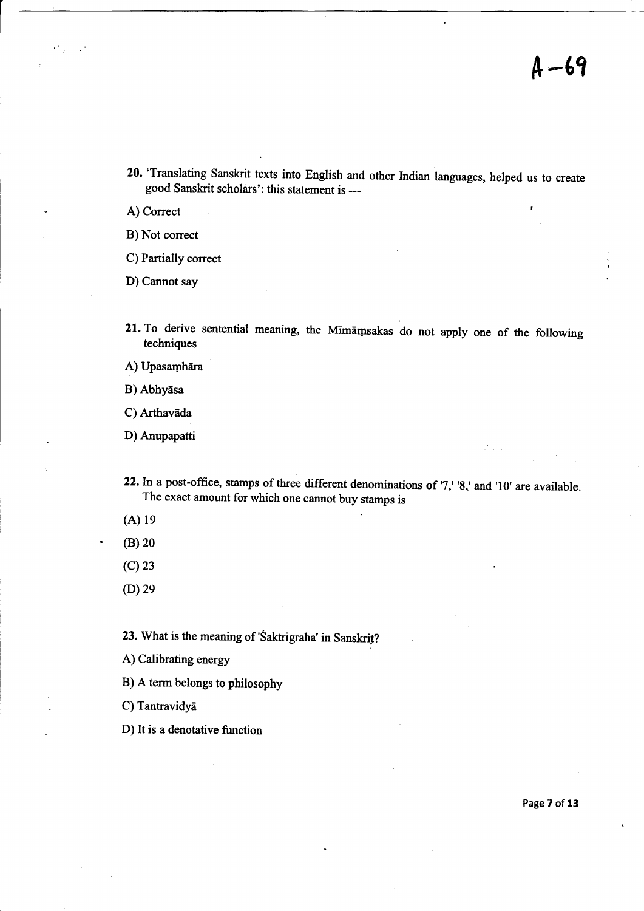A–69

20. 'Translating Sanskrit texts into English and other Indian languages, helped us to create good Sanskrit scholars': this statement is ---

A) Correct

B) Not correct

C) Partially correct

D) Cannot say

21. To derive sentential meaning, the Mīmāṃsakas do not apply one of the following techniques

A) Upasaṃhāra

B) Abhyāsa

C) Arthavāda

D) Anupapatti

22. In a post-office, stamps of three different denominations of '7,' '8,' and '10' are available. The exact amount for which one cannot buy stamps is

(A) 19

(B) 20

(C) 23

(D) 29

23. What is the meaning of 'Śaktigraha' in Sanskrit?

A) Calibrating energy

B) A term belongs to philosophy

C) Tantravidyā

D) It is a denotative function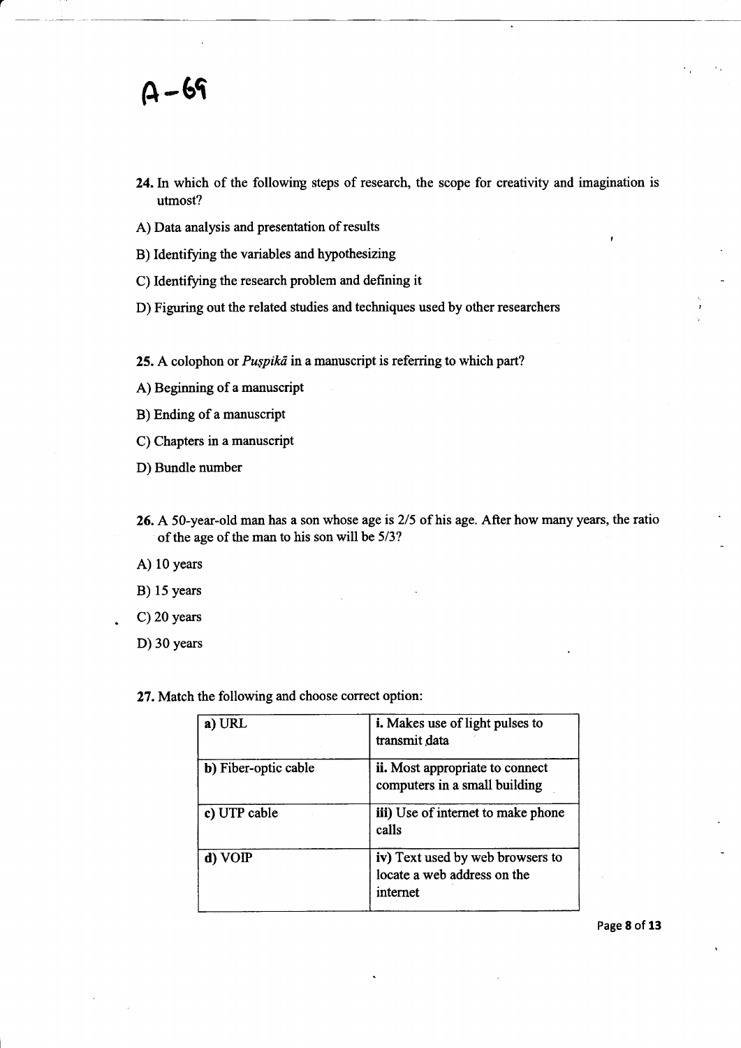A-69

**24.** In which of the following steps of research, the scope for creativity and imagination is utmost?

A) Data analysis and presentation of results

B) Identifying the variables and hypothesizing

C) Identifying the research problem and defining it

D) Figuring out the related studies and techniques used by other researchers

**25.** A colophon or *Puṣpikā* in a manuscript is referring to which part?

A) Beginning of a manuscript

B) Ending of a manuscript

C) Chapters in a manuscript

D) Bundle number

**26.** A 50-year-old man has a son whose age is 2/5 of his age. After how many years, the ratio of the age of the man to his son will be 5/3?

A) 10 years

B) 15 years

C) 20 years

D) 30 years

**27.** Match the following and choose correct option:

| | |
|---|---|
| **a)** URL | **i.** Makes use of light pulses to transmit data |
| **b)** Fiber-optic cable | **ii.** Most appropriate to connect computers in a small building |
| **c)** UTP cable | **iii)** Use of internet to make phone calls |
| **d)** VOIP | **iv)** Text used by web browsers to locate a web address on the internet |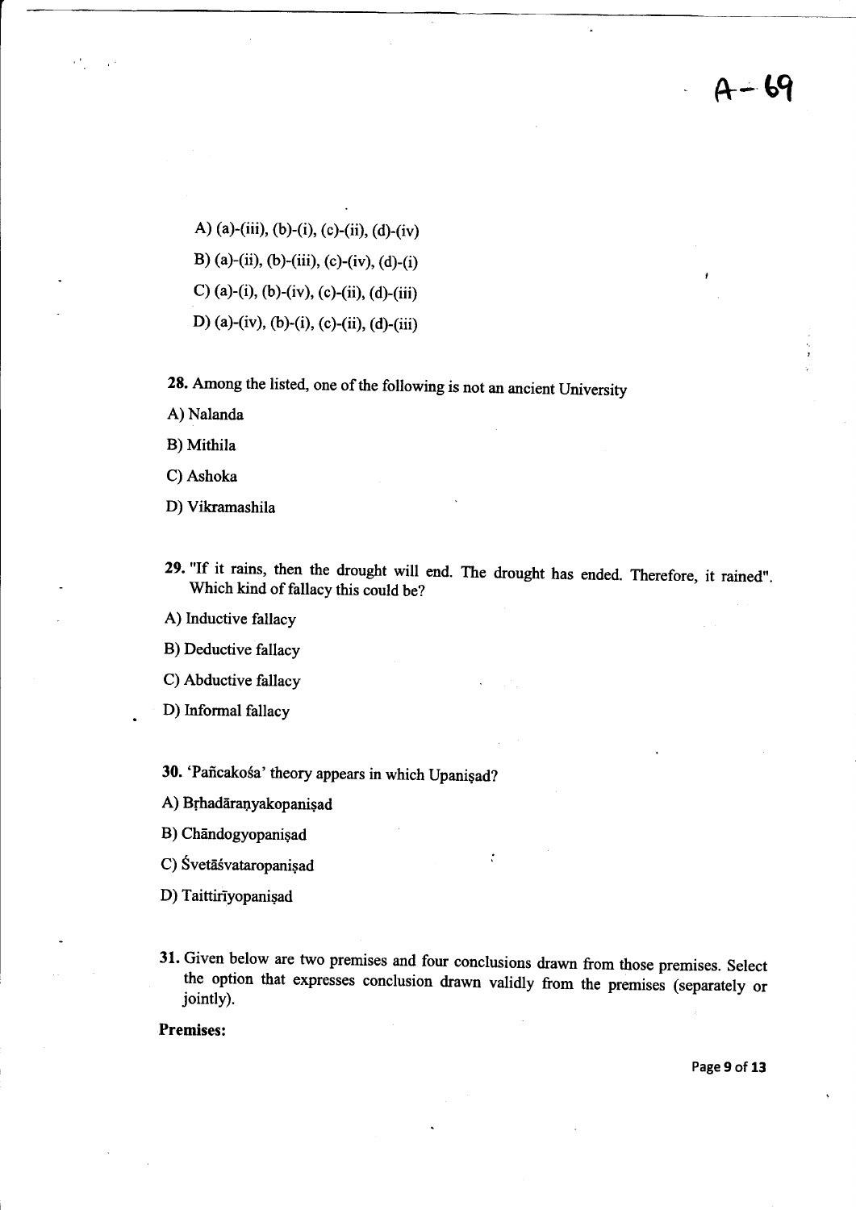A-69

A) (a)-(iii), (b)-(i), (c)-(ii), (d)-(iv)

B) (a)-(ii), (b)-(iii), (c)-(iv), (d)-(i)

C) (a)-(i), (b)-(iv), (c)-(ii), (d)-(iii)

D) (a)-(iv), (b)-(i), (c)-(ii), (d)-(iii)

**28.** Among the listed, one of the following is not an ancient University

A) Nalanda

B) Mithila

C) Ashoka

D) Vikramashila

**29.** "If it rains, then the drought will end. The drought has ended. Therefore, it rained". Which kind of fallacy this could be?

A) Inductive fallacy

B) Deductive fallacy

C) Abductive fallacy

D) Informal fallacy

**30.** 'Pañcakośa' theory appears in which Upaniṣad?

A) Bṛhadāraṇyakopaniṣad

B) Chāndogyopaniṣad

C) Śvetāśvataropaniṣad

D) Taittirīyopaniṣad

**31.** Given below are two premises and four conclusions drawn from those premises. Select the option that expresses conclusion drawn validly from the premises (separately or jointly).

**Premises:**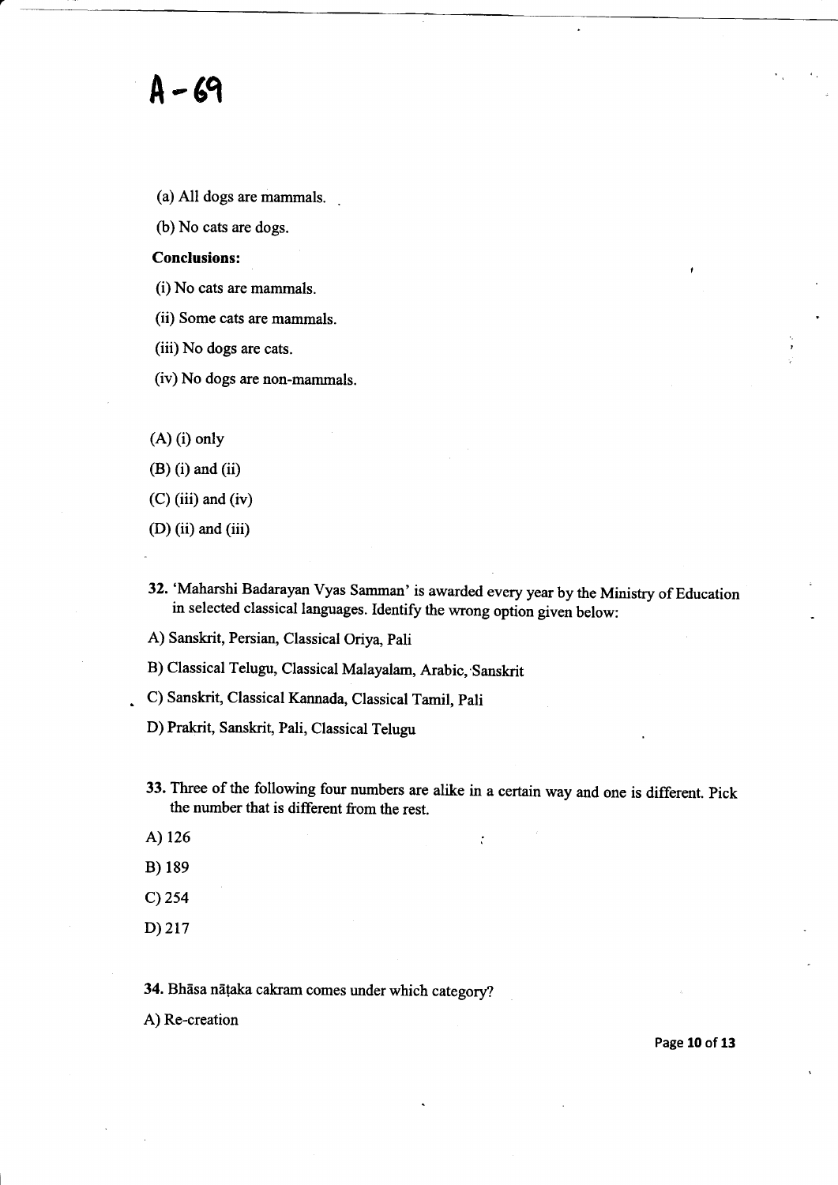# A - 69

(a) All dogs are mammals.

(b) No cats are dogs.

**Conclusions:**

(i) No cats are mammals.

(ii) Some cats are mammals.

(iii) No dogs are cats.

(iv) No dogs are non-mammals.

(A) (i) only

(B) (i) and (ii)

(C) (iii) and (iv)

(D) (ii) and (iii)

**32.** 'Maharshi Badarayan Vyas Samman' is awarded every year by the Ministry of Education in selected classical languages. Identify the wrong option given below:

A) Sanskrit, Persian, Classical Oriya, Pali

B) Classical Telugu, Classical Malayalam, Arabic, Sanskrit

C) Sanskrit, Classical Kannada, Classical Tamil, Pali

D) Prakrit, Sanskrit, Pali, Classical Telugu

**33.** Three of the following four numbers are alike in a certain way and one is different. Pick the number that is different from the rest.

A) 126

B) 189

C) 254

D) 217

**34.** Bhāsa nāṭaka cakram comes under which category?

A) Re-creation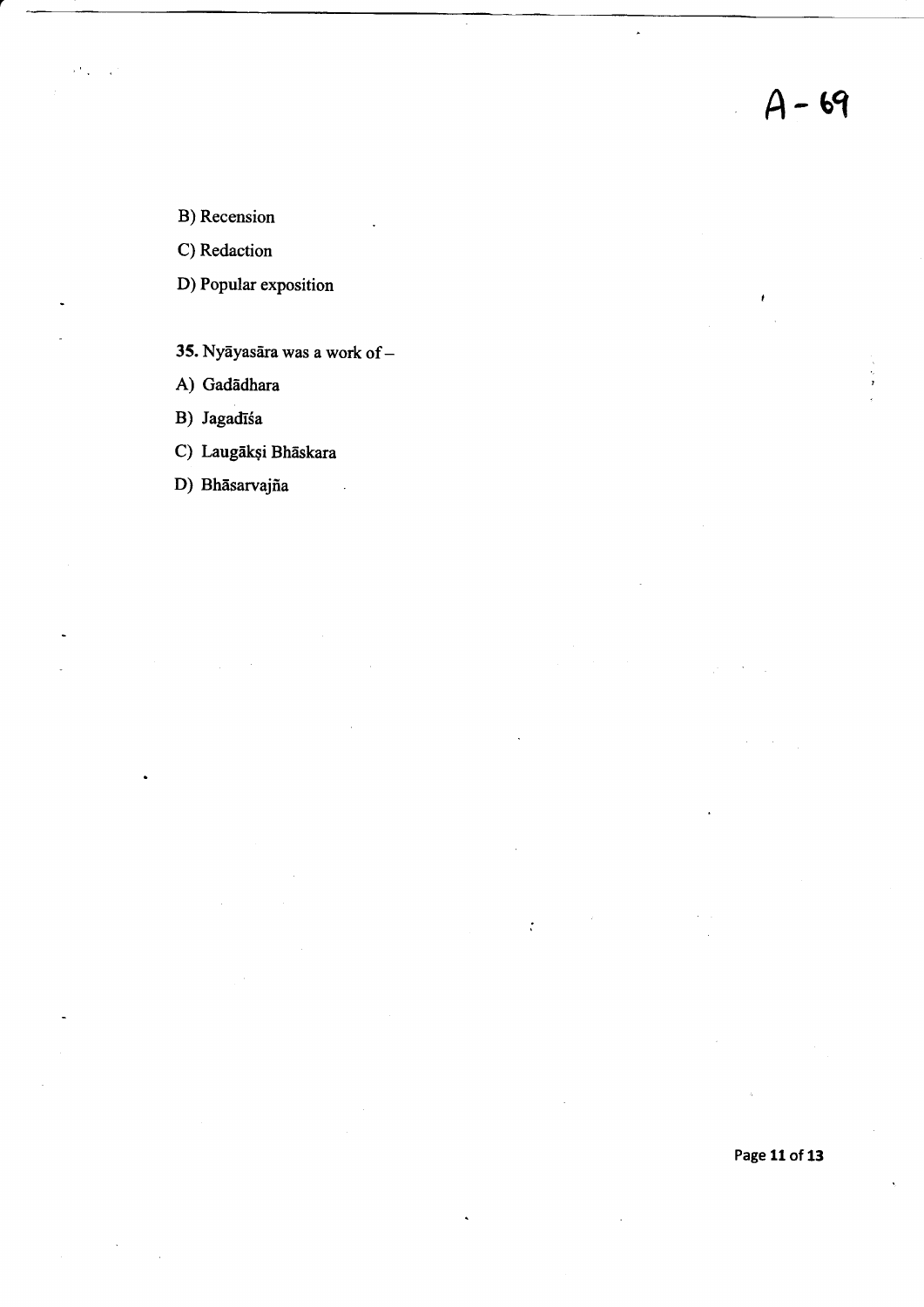B) Recension

C) Redaction

D) Popular exposition

**35.** Nyāyasāra was a work of –

A) Gadādhara

B) Jagadīśa

C) Laugākṣi Bhāskara

D) Bhāsarvajña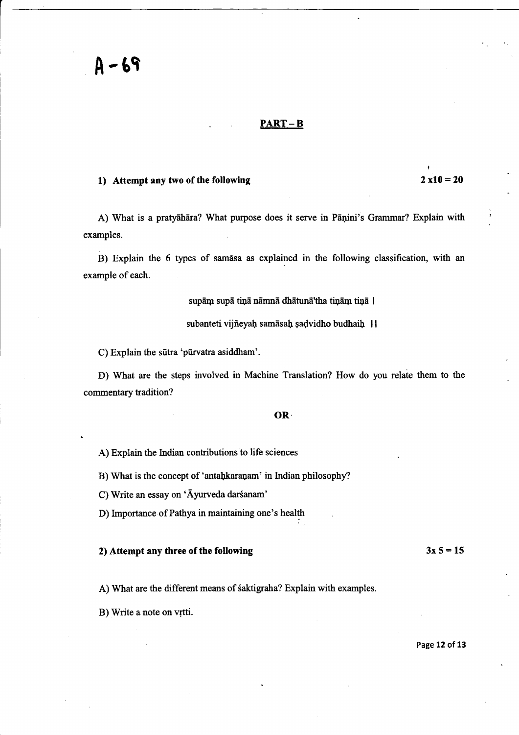# A - 69

## PART – B

**1) Attempt any two of the following** **2 x10 = 20**

A) What is a pratyāhāra? What purpose does it serve in Pāṇini's Grammar? Explain with examples.

B) Explain the 6 types of samāsa as explained in the following classification, with an example of each.

supāṃ supā tiṅā nāmnā dhātunā'tha tiṅāṃ tiṅā |

subanteti vijñeyaḥ samāsaḥ ṣaḍvidho budhaiḥ ||

C) Explain the sūtra 'pūrvatra asiddham'.

D) What are the steps involved in Machine Translation? How do you relate them to the commentary tradition?

**OR**

A) Explain the Indian contributions to life sciences

B) What is the concept of 'antaḥkaraṇam' in Indian philosophy?

C) Write an essay on 'Āyurveda darśanam'

D) Importance of Pathya in maintaining one's health

**2) Attempt any three of the following** **3x 5 = 15**

A) What are the different means of śaktigraha? Explain with examples.

B) Write a note on vṛtti.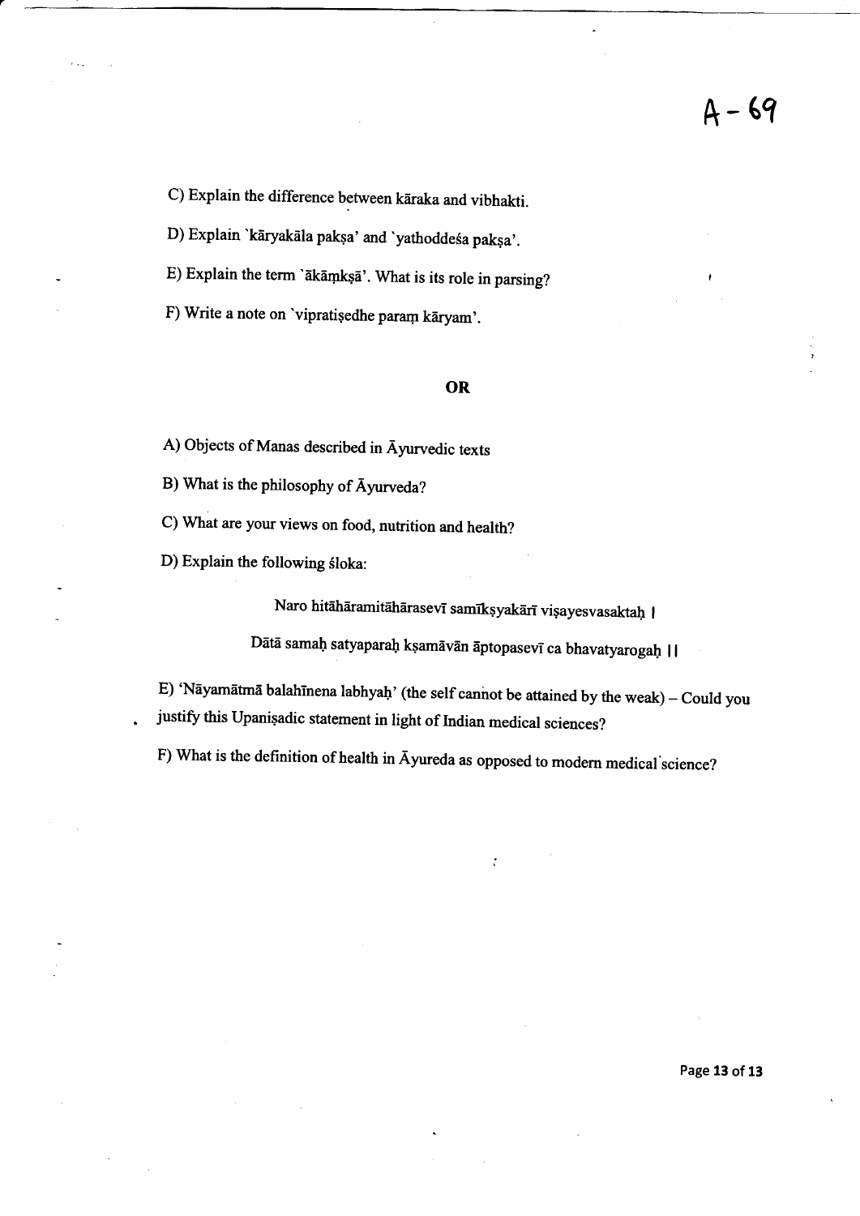C) Explain the difference between kāraka and vibhakti.

D) Explain `kāryakāla pakṣa' and `yathoddeśa pakṣa'.

E) Explain the term `ākāṃkṣā'. What is its role in parsing?

F) Write a note on `vipratiṣedhe paraṃ kāryam'.

**OR**

A) Objects of Manas described in Āyurvedic texts

B) What is the philosophy of Āyurveda?

C) What are your views on food, nutrition and health?

D) Explain the following śloka:

Naro hitāhāramitāhārasevī samīkṣyakārī viṣayesvasaktaḥ |

Dātā samaḥ satyaparaḥ kṣamāvān āptopasevī ca bhavatyarogaḥ ||

E) 'Nāyamātmā balahīnena labhyaḥ' (the self cannot be attained by the weak) – Could you justify this Upaniṣadic statement in light of Indian medical sciences?

F) What is the definition of health in Āyureda as opposed to modern medical science?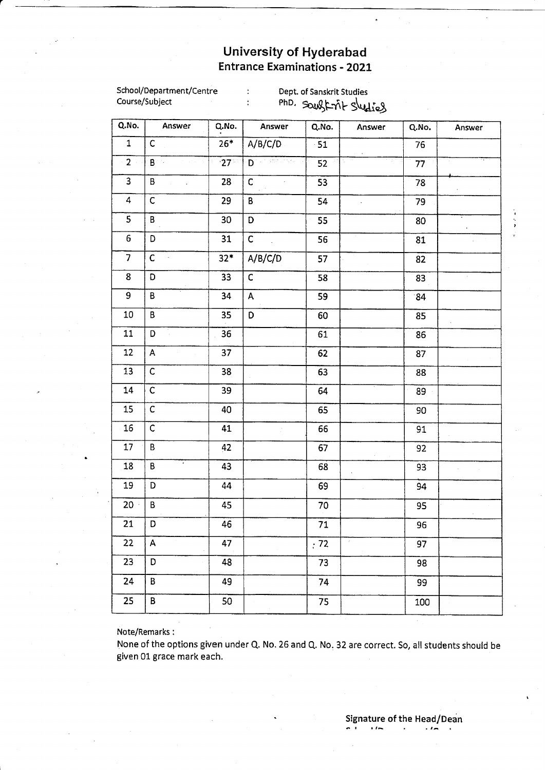# University of Hyderabad
## Entrance Examinations - 2021

School/Department/Centre : Dept. of Sanskrit Studies
Course/Subject : PhD. Sanskrit Studies

| Q.No. | Answer | Q.No. | Answer | Q.No. | Answer | Q.No. | Answer |
|---|---|---|---|---|---|---|---|
| 1 | C | 26* | A/B/C/D | 51 | | 76 | |
| 2 | B | 27 | D | 52 | | 77 | |
| 3 | B | 28 | C | 53 | | 78 | |
| 4 | C | 29 | B | 54 | | 79 | |
| 5 | B | 30 | D | 55 | | 80 | |
| 6 | D | 31 | C | 56 | | 81 | |
| 7 | C | 32* | A/B/C/D | 57 | | 82 | |
| 8 | D | 33 | C | 58 | | 83 | |
| 9 | B | 34 | A | 59 | | 84 | |
| 10 | B | 35 | D | 60 | | 85 | |
| 11 | D | 36 | | 61 | | 86 | |
| 12 | A | 37 | | 62 | | 87 | |
| 13 | C | 38 | | 63 | | 88 | |
| 14 | C | 39 | | 64 | | 89 | |
| 15 | C | 40 | | 65 | | 90 | |
| 16 | C | 41 | | 66 | | 91 | |
| 17 | B | 42 | | 67 | | 92 | |
| 18 | B | 43 | | 68 | | 93 | |
| 19 | D | 44 | | 69 | | 94 | |
| 20 | B | 45 | | 70 | | 95 | |
| 21 | D | 46 | | 71 | | 96 | |
| 22 | A | 47 | | 72 | | 97 | |
| 23 | D | 48 | | 73 | | 98 | |
| 24 | B | 49 | | 74 | | 99 | |
| 25 | B | 50 | | 75 | | 100 | |

Note/Remarks :

None of the options given under Q. No. 26 and Q. No. 32 are correct. So, all students should be given 01 grace mark each.

**Signature of the Head/Dean**